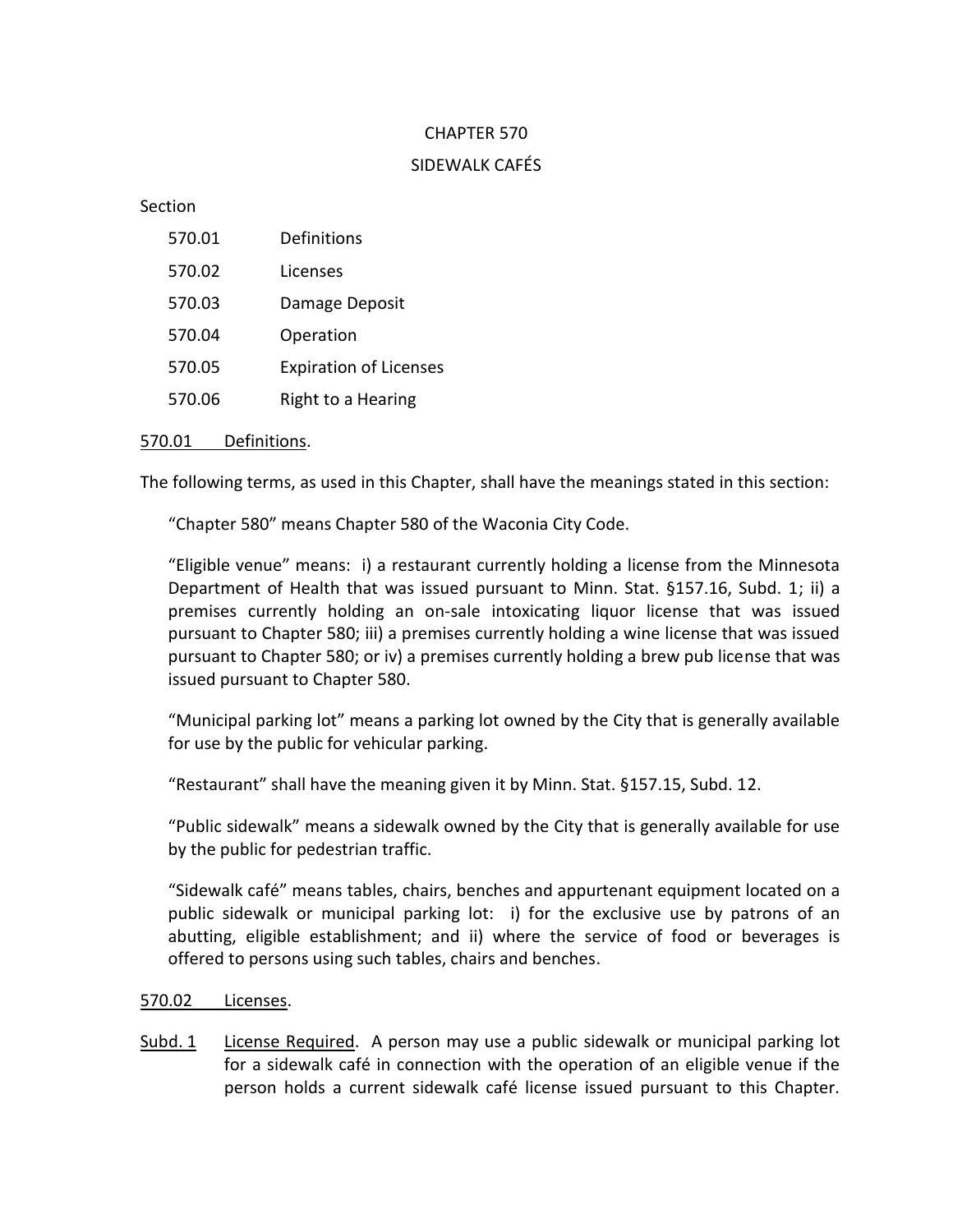# CHAPTER 570

# SIDEWALK CAFÉS

Section

| | |
|---|---|
| 570.01 | Definitions |
| 570.02 | Licenses |
| 570.03 | Damage Deposit |
| 570.04 | Operation |
| 570.05 | Expiration of Licenses |
| 570.06 | Right to a Hearing |

## 570.01 Definitions.

The following terms, as used in this Chapter, shall have the meanings stated in this section:

"Chapter 580" means Chapter 580 of the Waconia City Code.

"Eligible venue" means: i) a restaurant currently holding a license from the Minnesota Department of Health that was issued pursuant to Minn. Stat. §157.16, Subd. 1; ii) a premises currently holding an on-sale intoxicating liquor license that was issued pursuant to Chapter 580; iii) a premises currently holding a wine license that was issued pursuant to Chapter 580; or iv) a premises currently holding a brew pub license that was issued pursuant to Chapter 580.

"Municipal parking lot" means a parking lot owned by the City that is generally available for use by the public for vehicular parking.

"Restaurant" shall have the meaning given it by Minn. Stat. §157.15, Subd. 12.

"Public sidewalk" means a sidewalk owned by the City that is generally available for use by the public for pedestrian traffic.

"Sidewalk café" means tables, chairs, benches and appurtenant equipment located on a public sidewalk or municipal parking lot: i) for the exclusive use by patrons of an abutting, eligible establishment; and ii) where the service of food or beverages is offered to persons using such tables, chairs and benches.

## 570.02 Licenses.

Subd. 1 License Required. A person may use a public sidewalk or municipal parking lot for a sidewalk café in connection with the operation of an eligible venue if the person holds a current sidewalk café license issued pursuant to this Chapter.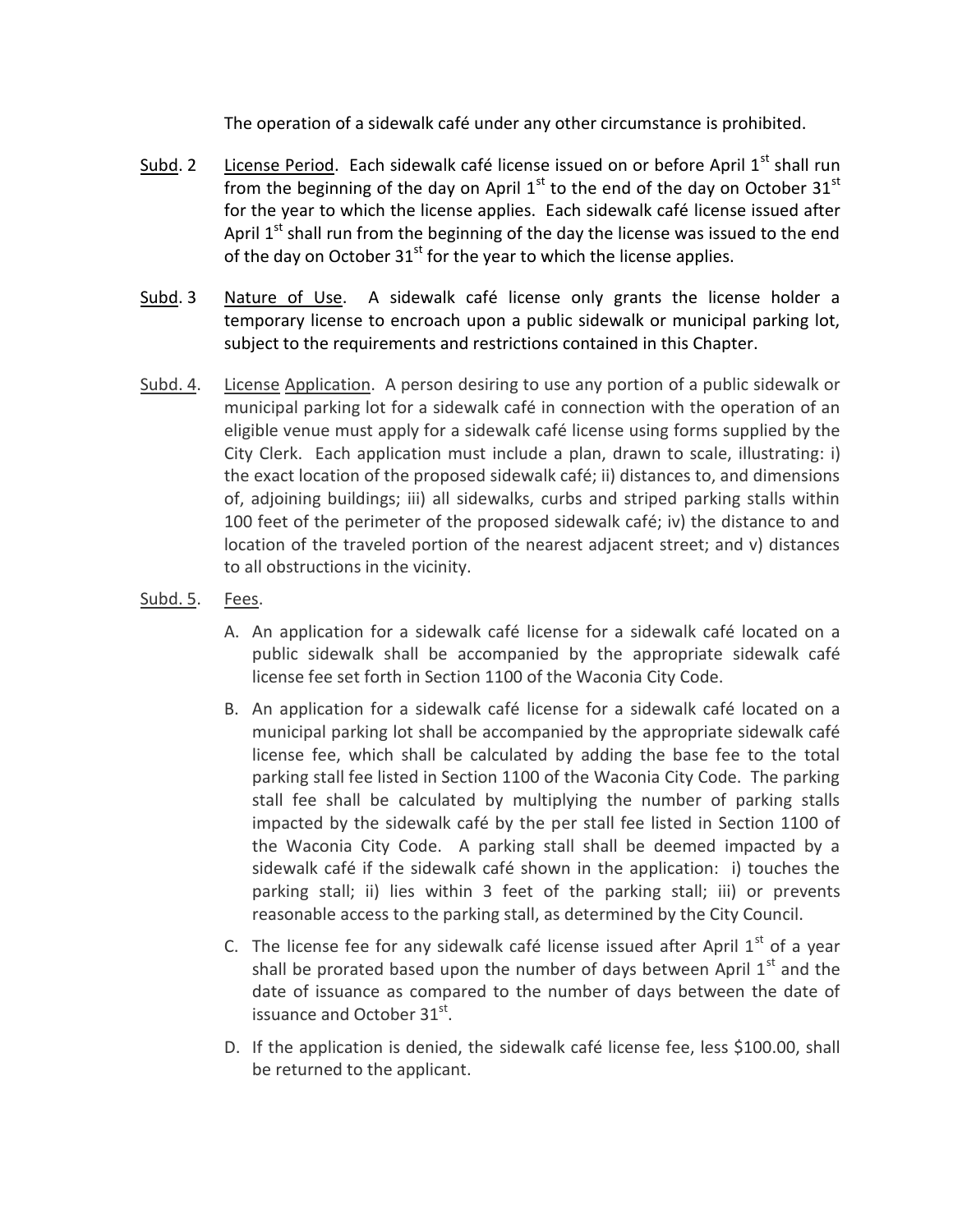The operation of a sidewalk café under any other circumstance is prohibited.

Subd. 2 License Period. Each sidewalk café license issued on or before April 1st shall run from the beginning of the day on April 1st to the end of the day on October 31st for the year to which the license applies. Each sidewalk café license issued after April 1st shall run from the beginning of the day the license was issued to the end of the day on October 31st for the year to which the license applies.

Subd. 3 Nature of Use. A sidewalk café license only grants the license holder a temporary license to encroach upon a public sidewalk or municipal parking lot, subject to the requirements and restrictions contained in this Chapter.

Subd. 4. License Application. A person desiring to use any portion of a public sidewalk or municipal parking lot for a sidewalk café in connection with the operation of an eligible venue must apply for a sidewalk café license using forms supplied by the City Clerk. Each application must include a plan, drawn to scale, illustrating: i) the exact location of the proposed sidewalk café; ii) distances to, and dimensions of, adjoining buildings; iii) all sidewalks, curbs and striped parking stalls within 100 feet of the perimeter of the proposed sidewalk café; iv) the distance to and location of the traveled portion of the nearest adjacent street; and v) distances to all obstructions in the vicinity.

Subd. 5. Fees.

A. An application for a sidewalk café license for a sidewalk café located on a public sidewalk shall be accompanied by the appropriate sidewalk café license fee set forth in Section 1100 of the Waconia City Code.

B. An application for a sidewalk café license for a sidewalk café located on a municipal parking lot shall be accompanied by the appropriate sidewalk café license fee, which shall be calculated by adding the base fee to the total parking stall fee listed in Section 1100 of the Waconia City Code. The parking stall fee shall be calculated by multiplying the number of parking stalls impacted by the sidewalk café by the per stall fee listed in Section 1100 of the Waconia City Code. A parking stall shall be deemed impacted by a sidewalk café if the sidewalk café shown in the application: i) touches the parking stall; ii) lies within 3 feet of the parking stall; iii) or prevents reasonable access to the parking stall, as determined by the City Council.

C. The license fee for any sidewalk café license issued after April 1st of a year shall be prorated based upon the number of days between April 1st and the date of issuance as compared to the number of days between the date of issuance and October 31st.

D. If the application is denied, the sidewalk café license fee, less $100.00, shall be returned to the applicant.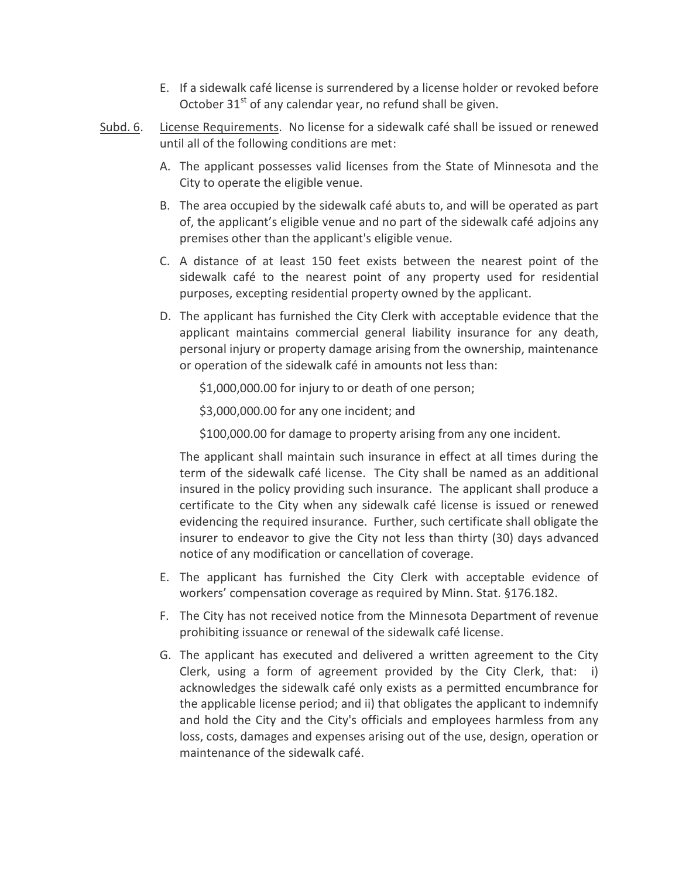E. If a sidewalk café license is surrendered by a license holder or revoked before October 31st of any calendar year, no refund shall be given.

Subd. 6. License Requirements. No license for a sidewalk café shall be issued or renewed until all of the following conditions are met:

A. The applicant possesses valid licenses from the State of Minnesota and the City to operate the eligible venue.

B. The area occupied by the sidewalk café abuts to, and will be operated as part of, the applicant's eligible venue and no part of the sidewalk café adjoins any premises other than the applicant's eligible venue.

C. A distance of at least 150 feet exists between the nearest point of the sidewalk café to the nearest point of any property used for residential purposes, excepting residential property owned by the applicant.

D. The applicant has furnished the City Clerk with acceptable evidence that the applicant maintains commercial general liability insurance for any death, personal injury or property damage arising from the ownership, maintenance or operation of the sidewalk café in amounts not less than:

$1,000,000.00 for injury to or death of one person;

$3,000,000.00 for any one incident; and

$100,000.00 for damage to property arising from any one incident.

The applicant shall maintain such insurance in effect at all times during the term of the sidewalk café license. The City shall be named as an additional insured in the policy providing such insurance. The applicant shall produce a certificate to the City when any sidewalk café license is issued or renewed evidencing the required insurance. Further, such certificate shall obligate the insurer to endeavor to give the City not less than thirty (30) days advanced notice of any modification or cancellation of coverage.

E. The applicant has furnished the City Clerk with acceptable evidence of workers' compensation coverage as required by Minn. Stat. §176.182.

F. The City has not received notice from the Minnesota Department of revenue prohibiting issuance or renewal of the sidewalk café license.

G. The applicant has executed and delivered a written agreement to the City Clerk, using a form of agreement provided by the City Clerk, that: i) acknowledges the sidewalk café only exists as a permitted encumbrance for the applicable license period; and ii) that obligates the applicant to indemnify and hold the City and the City's officials and employees harmless from any loss, costs, damages and expenses arising out of the use, design, operation or maintenance of the sidewalk café.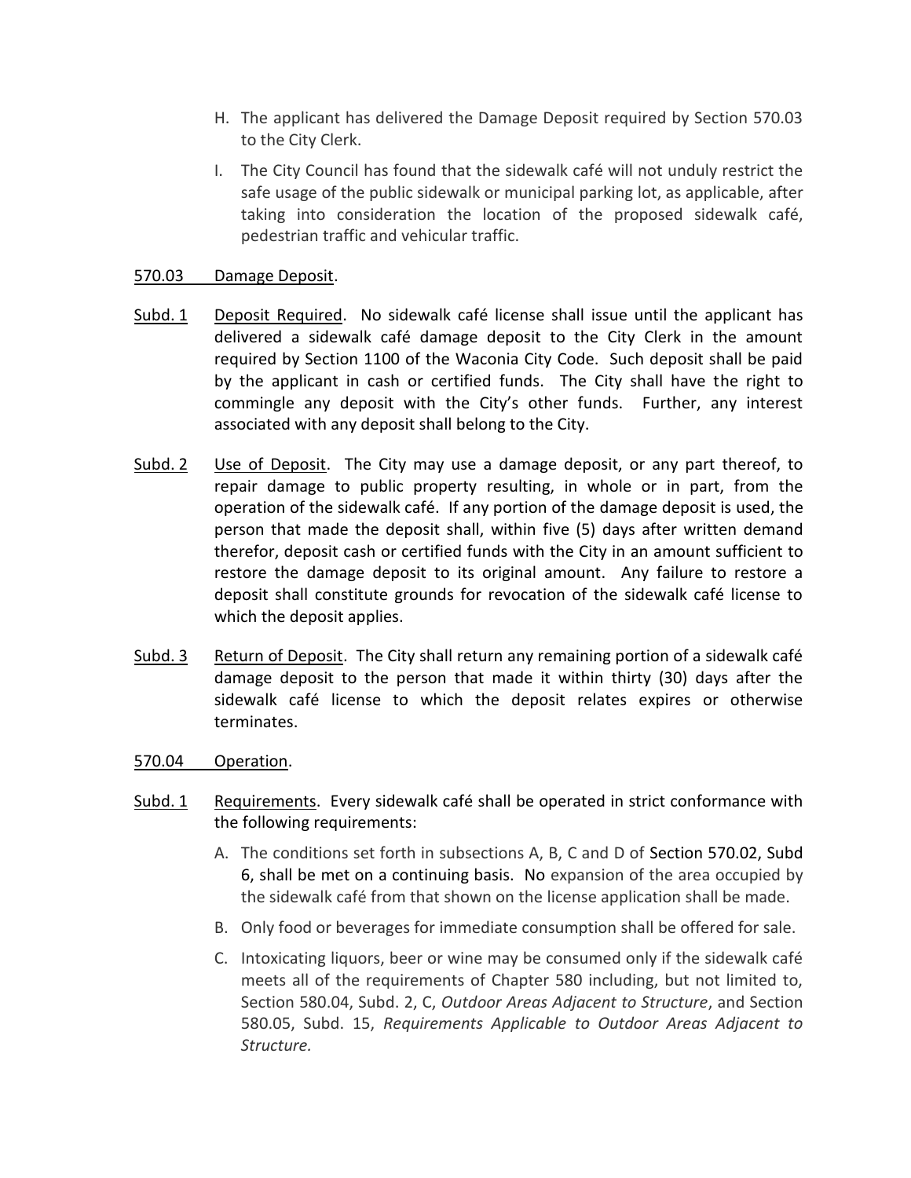H. The applicant has delivered the Damage Deposit required by Section 570.03 to the City Clerk.

I. The City Council has found that the sidewalk café will not unduly restrict the safe usage of the public sidewalk or municipal parking lot, as applicable, after taking into consideration the location of the proposed sidewalk café, pedestrian traffic and vehicular traffic.

<u>570.03 Damage Deposit</u>.

<u>Subd. 1</u> <u>Deposit Required</u>. No sidewalk café license shall issue until the applicant has delivered a sidewalk café damage deposit to the City Clerk in the amount required by Section 1100 of the Waconia City Code. Such deposit shall be paid by the applicant in cash or certified funds. The City shall have the right to commingle any deposit with the City's other funds. Further, any interest associated with any deposit shall belong to the City.

<u>Subd. 2</u> <u>Use of Deposit</u>. The City may use a damage deposit, or any part thereof, to repair damage to public property resulting, in whole or in part, from the operation of the sidewalk café. If any portion of the damage deposit is used, the person that made the deposit shall, within five (5) days after written demand therefor, deposit cash or certified funds with the City in an amount sufficient to restore the damage deposit to its original amount. Any failure to restore a deposit shall constitute grounds for revocation of the sidewalk café license to which the deposit applies.

<u>Subd. 3</u> <u>Return of Deposit</u>. The City shall return any remaining portion of a sidewalk café damage deposit to the person that made it within thirty (30) days after the sidewalk café license to which the deposit relates expires or otherwise terminates.

<u>570.04 Operation</u>.

<u>Subd. 1</u> <u>Requirements</u>. Every sidewalk café shall be operated in strict conformance with the following requirements:

A. The conditions set forth in subsections A, B, C and D of Section 570.02, Subd 6, shall be met on a continuing basis. No expansion of the area occupied by the sidewalk café from that shown on the license application shall be made.

B. Only food or beverages for immediate consumption shall be offered for sale.

C. Intoxicating liquors, beer or wine may be consumed only if the sidewalk café meets all of the requirements of Chapter 580 including, but not limited to, Section 580.04, Subd. 2, C, *Outdoor Areas Adjacent to Structure*, and Section 580.05, Subd. 15, *Requirements Applicable to Outdoor Areas Adjacent to Structure.*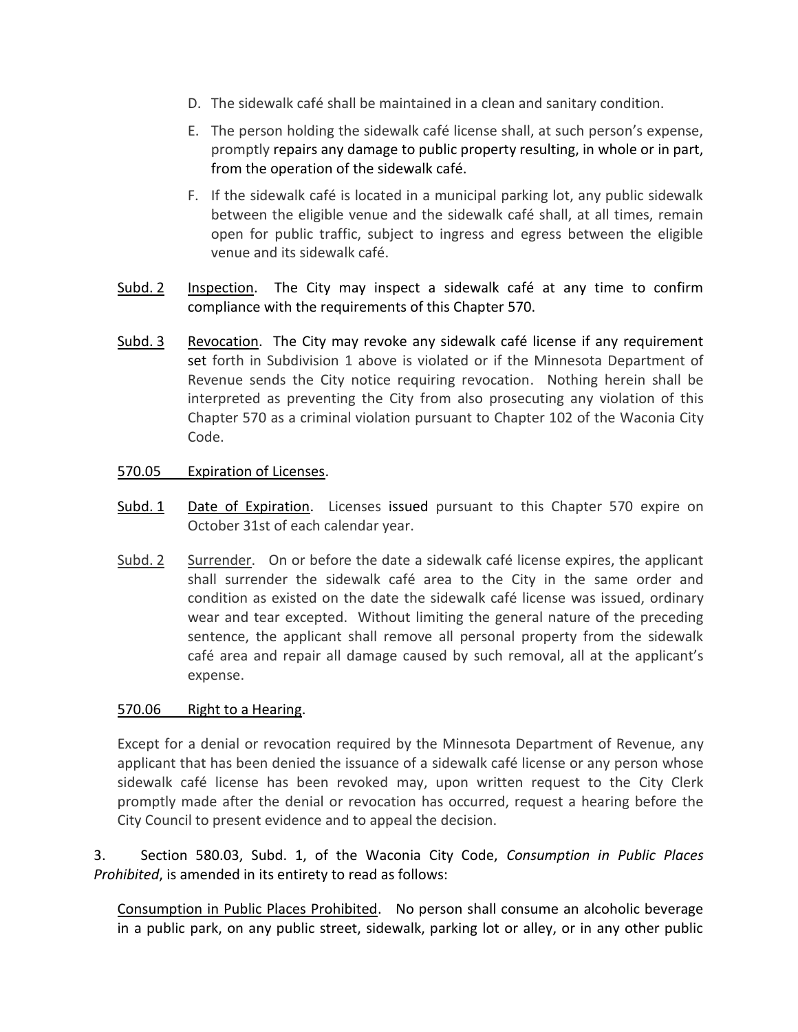D. The sidewalk café shall be maintained in a clean and sanitary condition.

E. The person holding the sidewalk café license shall, at such person's expense, promptly repairs any damage to public property resulting, in whole or in part, from the operation of the sidewalk café.

F. If the sidewalk café is located in a municipal parking lot, any public sidewalk between the eligible venue and the sidewalk café shall, at all times, remain open for public traffic, subject to ingress and egress between the eligible venue and its sidewalk café.

<u>Subd. 2</u> <u>Inspection</u>. The City may inspect a sidewalk café at any time to confirm compliance with the requirements of this Chapter 570.

<u>Subd. 3</u> <u>Revocation</u>. The City may revoke any sidewalk café license if any requirement set forth in Subdivision 1 above is violated or if the Minnesota Department of Revenue sends the City notice requiring revocation. Nothing herein shall be interpreted as preventing the City from also prosecuting any violation of this Chapter 570 as a criminal violation pursuant to Chapter 102 of the Waconia City Code.

<u>570.05 Expiration of Licenses</u>.

<u>Subd. 1</u> <u>Date of Expiration</u>. Licenses issued pursuant to this Chapter 570 expire on October 31st of each calendar year.

<u>Subd. 2</u> <u>Surrender</u>. On or before the date a sidewalk café license expires, the applicant shall surrender the sidewalk café area to the City in the same order and condition as existed on the date the sidewalk café license was issued, ordinary wear and tear excepted. Without limiting the general nature of the preceding sentence, the applicant shall remove all personal property from the sidewalk café area and repair all damage caused by such removal, all at the applicant's expense.

<u>570.06 Right to a Hearing</u>.

Except for a denial or revocation required by the Minnesota Department of Revenue, any applicant that has been denied the issuance of a sidewalk café license or any person whose sidewalk café license has been revoked may, upon written request to the City Clerk promptly made after the denial or revocation has occurred, request a hearing before the City Council to present evidence and to appeal the decision.

3. Section 580.03, Subd. 1, of the Waconia City Code, *Consumption in Public Places Prohibited*, is amended in its entirety to read as follows:

<u>Consumption in Public Places Prohibited</u>. No person shall consume an alcoholic beverage in a public park, on any public street, sidewalk, parking lot or alley, or in any other public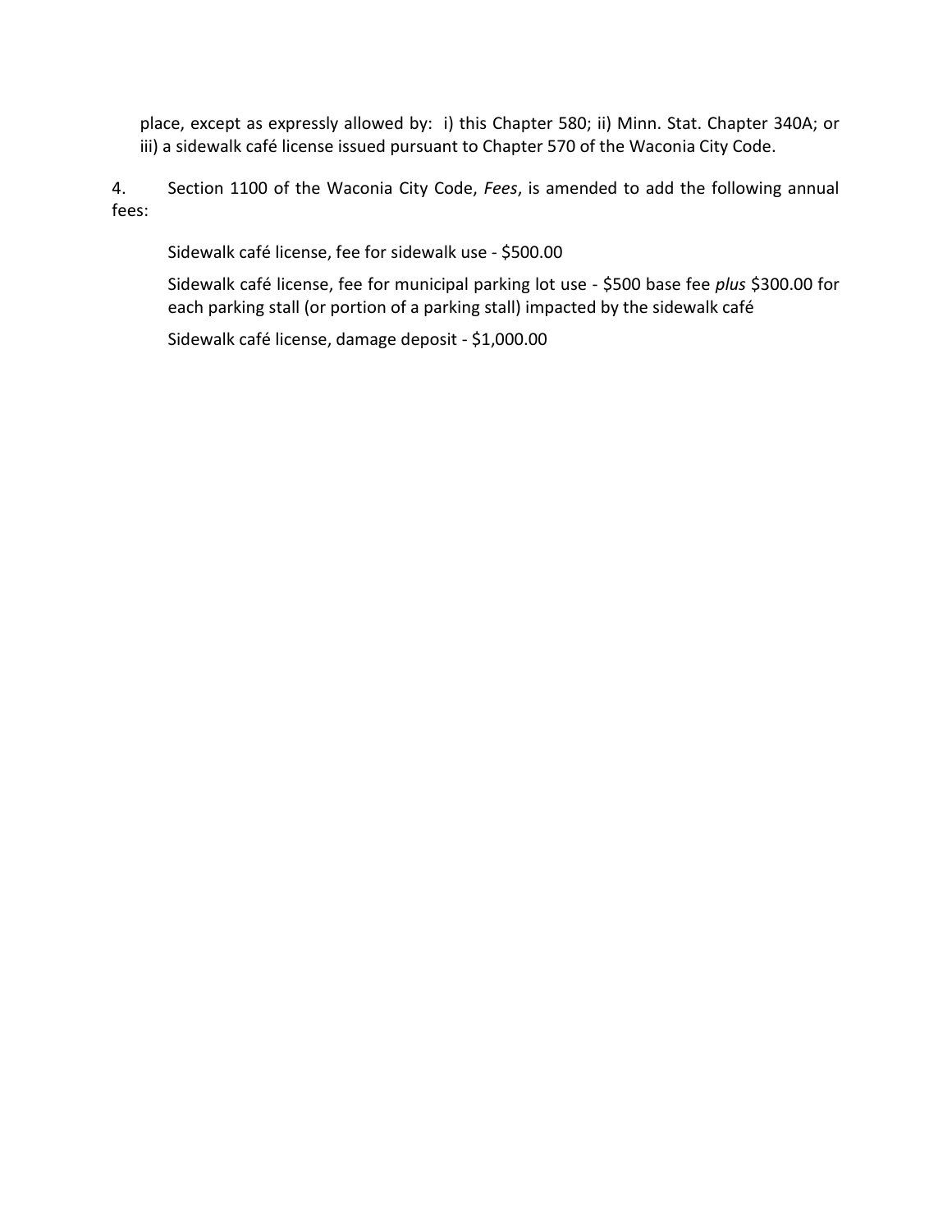place, except as expressly allowed by: i) this Chapter 580; ii) Minn. Stat. Chapter 340A; or iii) a sidewalk café license issued pursuant to Chapter 570 of the Waconia City Code.

4. Section 1100 of the Waconia City Code, *Fees*, is amended to add the following annual fees:

Sidewalk café license, fee for sidewalk use - $500.00

Sidewalk café license, fee for municipal parking lot use - $500 base fee *plus* $300.00 for each parking stall (or portion of a parking stall) impacted by the sidewalk café

Sidewalk café license, damage deposit - $1,000.00